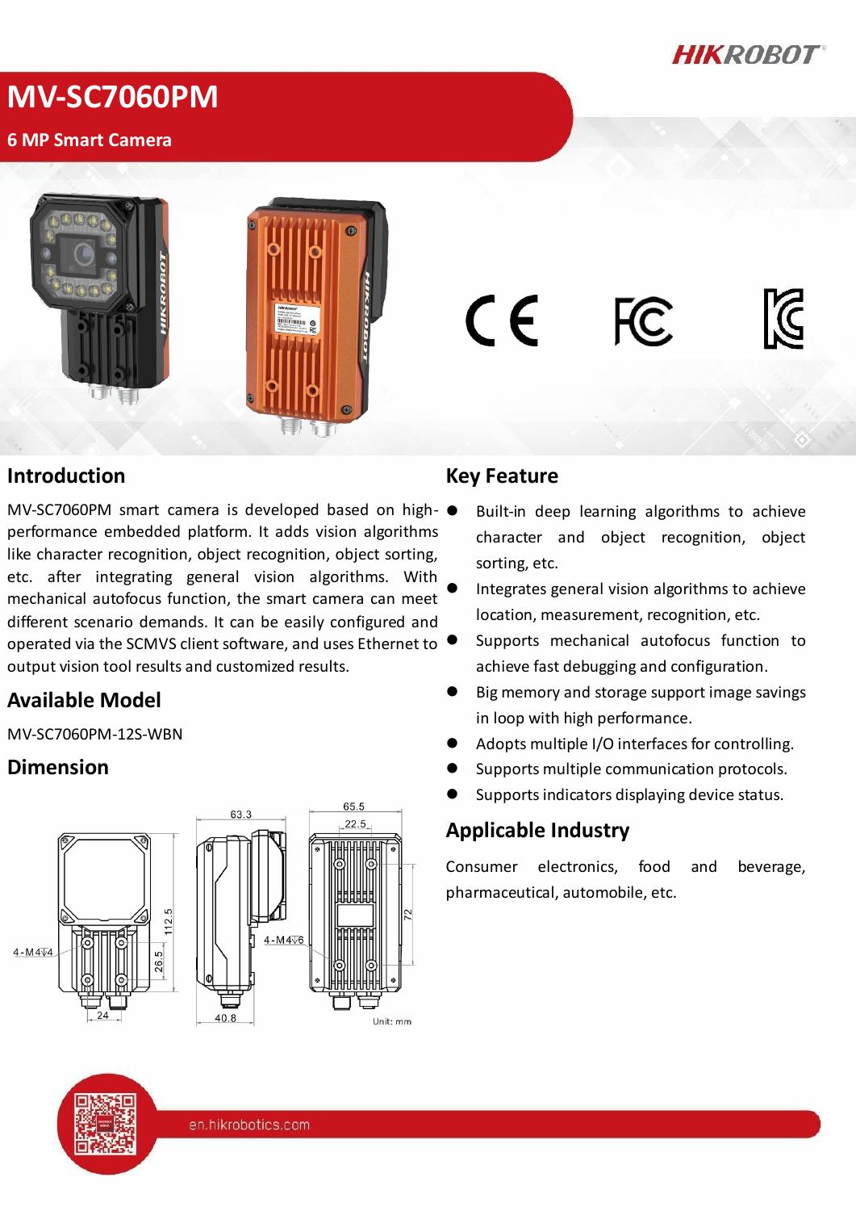# MV-SC7060PM

6 MP Smart Camera

## Introduction

MV-SC7060PM smart camera is developed based on high-performance embedded platform. It adds vision algorithms like character recognition, object recognition, object sorting, etc. after integrating general vision algorithms. With mechanical autofocus function, the smart camera can meet different scenario demands. It can be easily configured and operated via the SCMVS client software, and uses Ethernet to output vision tool results and customized results.

## Available Model

MV-SC7060PM-12S-WBN

## Dimension

4-M4⊽4, 4-M4⊽6, 24, 26.5, 112.5, 63.3, 40.8, 65.5, 22.5, 72

Unit: mm

## Key Feature

- Built-in deep learning algorithms to achieve character and object recognition, object sorting, etc.
- Integrates general vision algorithms to achieve location, measurement, recognition, etc.
- Supports mechanical autofocus function to achieve fast debugging and configuration.
- Big memory and storage support image savings in loop with high performance.
- Adopts multiple I/O interfaces for controlling.
- Supports multiple communication protocols.
- Supports indicators displaying device status.

## Applicable Industry

Consumer electronics, food and beverage, pharmaceutical, automobile, etc.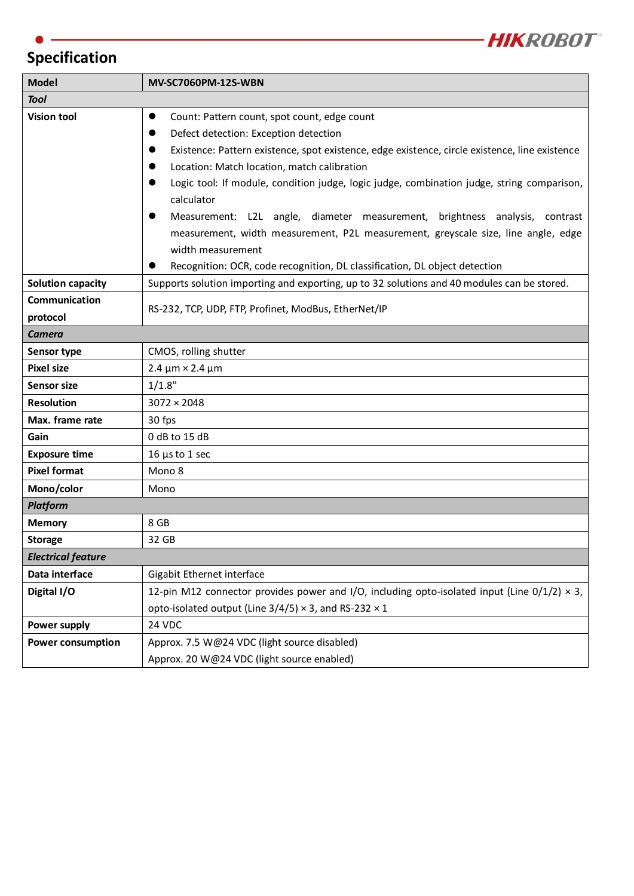## Specification

| Model | MV-SC7060PM-12S-WBN |
|---|---|
| ***Tool*** | |
| **Vision tool** | ● Count: Pattern count, spot count, edge count<br>● Defect detection: Exception detection<br>● Existence: Pattern existence, spot existence, edge existence, circle existence, line existence<br>● Location: Match location, match calibration<br>● Logic tool: If module, condition judge, logic judge, combination judge, string comparison, calculator<br>● Measurement: L2L angle, diameter measurement, brightness analysis, contrast measurement, width measurement, P2L measurement, greyscale size, line angle, edge width measurement<br>● Recognition: OCR, code recognition, DL classification, DL object detection |
| **Solution capacity** | Supports solution importing and exporting, up to 32 solutions and 40 modules can be stored. |
| **Communication protocol** | RS-232, TCP, UDP, FTP, Profinet, ModBus, EtherNet/IP |
| ***Camera*** | |
| **Sensor type** | CMOS, rolling shutter |
| **Pixel size** | 2.4 µm × 2.4 µm |
| **Sensor size** | 1/1.8" |
| **Resolution** | 3072 × 2048 |
| **Max. frame rate** | 30 fps |
| **Gain** | 0 dB to 15 dB |
| **Exposure time** | 16 μs to 1 sec |
| **Pixel format** | Mono 8 |
| **Mono/color** | Mono |
| ***Platform*** | |
| **Memory** | 8 GB |
| **Storage** | 32 GB |
| ***Electrical feature*** | |
| **Data interface** | Gigabit Ethernet interface |
| **Digital I/O** | 12-pin M12 connector provides power and I/O, including opto-isolated input (Line 0/1/2) × 3, opto-isolated output (Line 3/4/5) × 3, and RS-232 × 1 |
| **Power supply** | 24 VDC |
| **Power consumption** | Approx. 7.5 W@24 VDC (light source disabled)<br>Approx. 20 W@24 VDC (light source enabled) |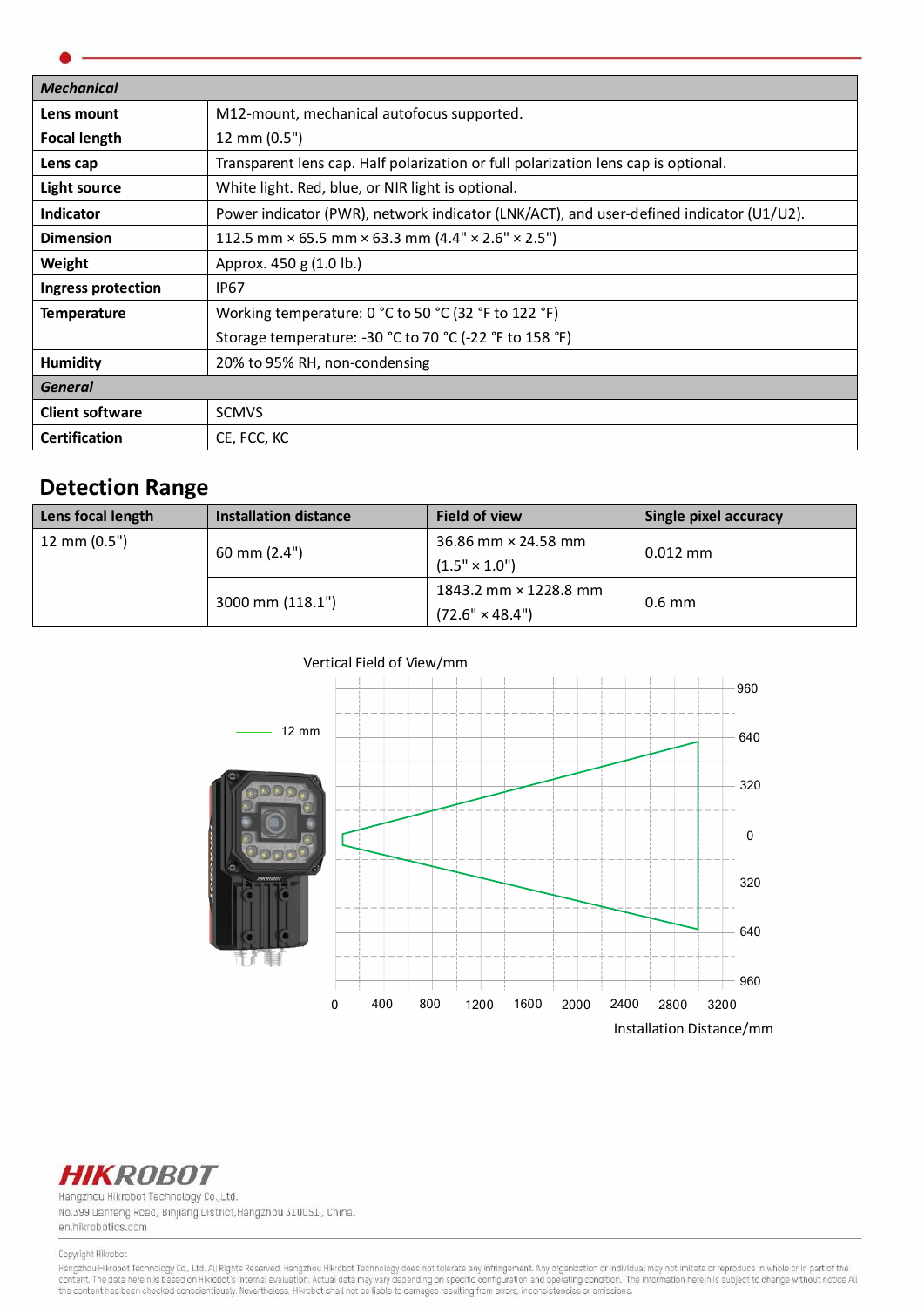| *Mechanical* | |
|---|---|
| **Lens mount** | M12-mount, mechanical autofocus supported. |
| **Focal length** | 12 mm (0.5") |
| **Lens cap** | Transparent lens cap. Half polarization or full polarization lens cap is optional. |
| **Light source** | White light. Red, blue, or NIR light is optional. |
| **Indicator** | Power indicator (PWR), network indicator (LNK/ACT), and user-defined indicator (U1/U2). |
| **Dimension** | 112.5 mm × 65.5 mm × 63.3 mm (4.4" × 2.6" × 2.5") |
| **Weight** | Approx. 450 g (1.0 lb.) |
| **Ingress protection** | IP67 |
| **Temperature** | Working temperature: 0 °C to 50 °C (32 °F to 122 °F)<br>Storage temperature: -30 °C to 70 °C (-22 °F to 158 °F) |
| **Humidity** | 20% to 95% RH, non-condensing |
| *General* | |
| **Client software** | SCMVS |
| **Certification** | CE, FCC, KC |

## Detection Range

| Lens focal length | Installation distance | Field of view | Single pixel accuracy |
|---|---|---|---|
| 12 mm (0.5") | 60 mm (2.4") | 36.86 mm × 24.58 mm (1.5" × 1.0") | 0.012 mm |
| | 3000 mm (118.1") | 1843.2 mm × 1228.8 mm (72.6" × 48.4") | 0.6 mm |

Vertical Field of View/mm

12 mm

960
640
320
0
320
640
960

0 400 800 1200 1600 2000 2400 2800 3200

Installation Distance/mm

**HIKROBOT**

Hangzhou Hikrobot Technology Co.,Ltd.
No.399 Danfeng Road, Binjiang District,Hangzhou 310051, China.
en.hikrobotics.com

Copyright Hikrobot
Hangzhou Hikrobot Technology Co., Ltd. All Rights Reserved. Hangzhou Hikrobot Technology does not tolerate any infringement. Any organization or individual may not imitate or reproduce in whole or in part of the content. The data herein is based on Hikrobot's internal evaluation. Actual data may vary depending on specific configuration and operating condition. The information herein is subject to change without notice All the content has been checked conscientiously. Nevertheless, Hikrobot shall not be liable to damages resulting from errors, inconsistencies or omissions.